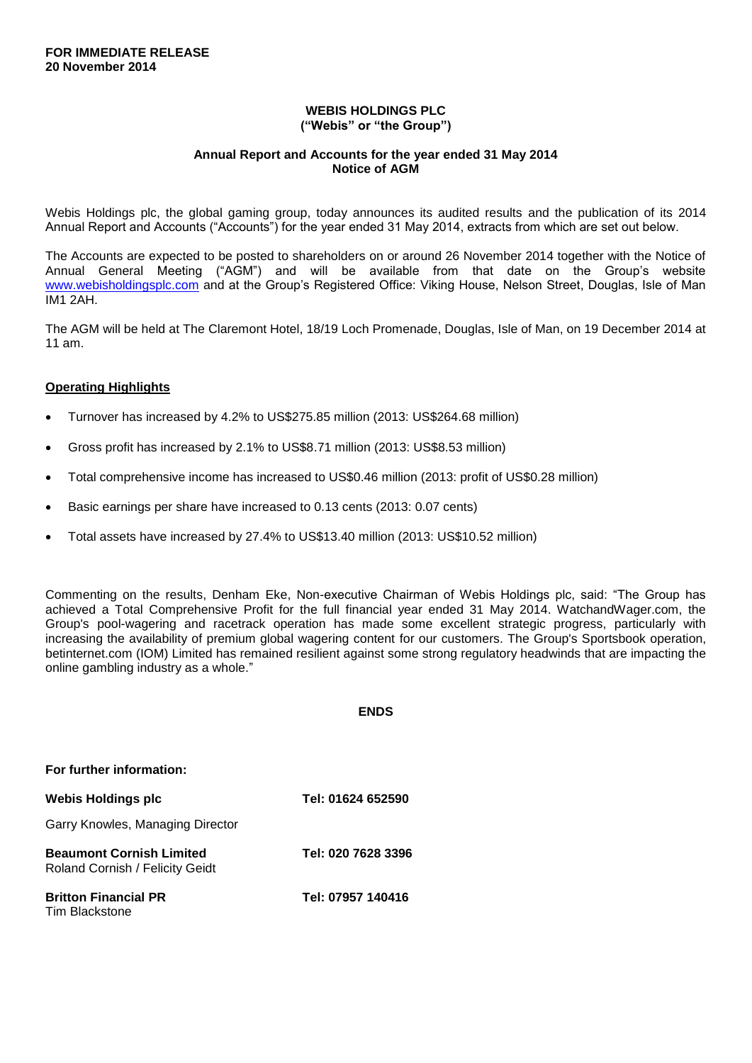**FOR IMMEDIATE RELEASE**
**20 November 2014**

# WEBIS HOLDINGS PLC
**("Webis" or "the Group")**

## Annual Report and Accounts for the year ended 31 May 2014
## Notice of AGM

Webis Holdings plc, the global gaming group, today announces its audited results and the publication of its 2014 Annual Report and Accounts ("Accounts") for the year ended 31 May 2014, extracts from which are set out below.

The Accounts are expected to be posted to shareholders on or around 26 November 2014 together with the Notice of Annual General Meeting ("AGM") and will be available from that date on the Group's website www.webisholdingsplc.com and at the Group's Registered Office: Viking House, Nelson Street, Douglas, Isle of Man IM1 2AH.

The AGM will be held at The Claremont Hotel, 18/19 Loch Promenade, Douglas, Isle of Man, on 19 December 2014 at 11 am.

### Operating Highlights

- Turnover has increased by 4.2% to US$275.85 million (2013: US$264.68 million)
- Gross profit has increased by 2.1% to US$8.71 million (2013: US$8.53 million)
- Total comprehensive income has increased to US$0.46 million (2013: profit of US$0.28 million)
- Basic earnings per share have increased to 0.13 cents (2013: 0.07 cents)
- Total assets have increased by 27.4% to US$13.40 million (2013: US$10.52 million)

Commenting on the results, Denham Eke, Non-executive Chairman of Webis Holdings plc, said: "The Group has achieved a Total Comprehensive Profit for the full financial year ended 31 May 2014. WatchandWager.com, the Group's pool-wagering and racetrack operation has made some excellent strategic progress, particularly with increasing the availability of premium global wagering content for our customers. The Group's Sportsbook operation, betinternet.com (IOM) Limited has remained resilient against some strong regulatory headwinds that are impacting the online gambling industry as a whole."

**ENDS**

**For further information:**

**Webis Holdings plc** — **Tel: 01624 652590**
Garry Knowles, Managing Director

**Beaumont Cornish Limited** — **Tel: 020 7628 3396**
Roland Cornish / Felicity Geidt

**Britton Financial PR** — **Tel: 07957 140416**
Tim Blackstone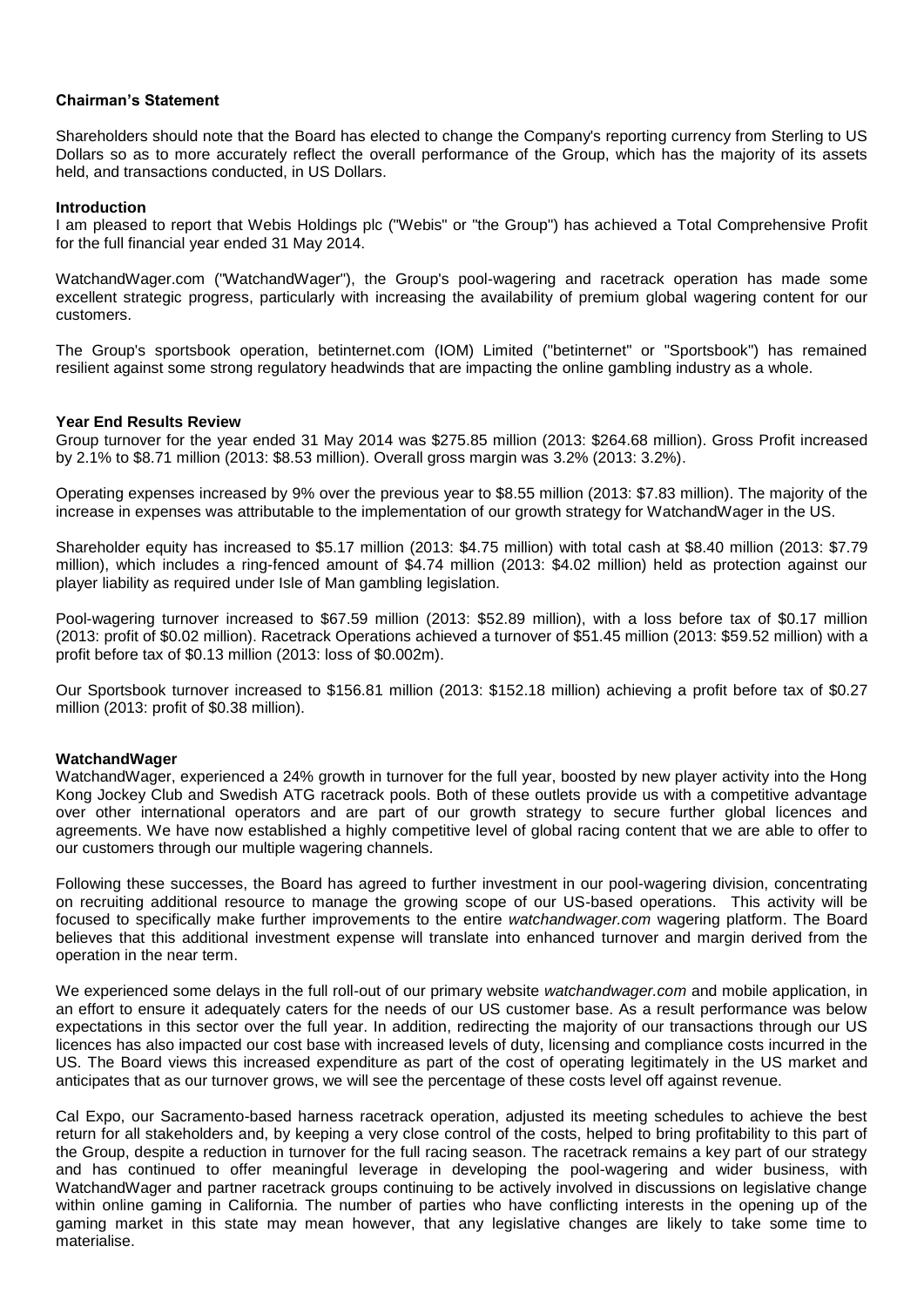## Chairman's Statement

Shareholders should note that the Board has elected to change the Company's reporting currency from Sterling to US Dollars so as to more accurately reflect the overall performance of the Group, which has the majority of its assets held, and transactions conducted, in US Dollars.

### Introduction

I am pleased to report that Webis Holdings plc ("Webis" or "the Group") has achieved a Total Comprehensive Profit for the full financial year ended 31 May 2014.

WatchandWager.com ("WatchandWager"), the Group's pool-wagering and racetrack operation has made some excellent strategic progress, particularly with increasing the availability of premium global wagering content for our customers.

The Group's sportsbook operation, betinternet.com (IOM) Limited ("betinternet" or "Sportsbook") has remained resilient against some strong regulatory headwinds that are impacting the online gambling industry as a whole.

### Year End Results Review

Group turnover for the year ended 31 May 2014 was $275.85 million (2013: $264.68 million). Gross Profit increased by 2.1% to $8.71 million (2013: $8.53 million). Overall gross margin was 3.2% (2013: 3.2%).

Operating expenses increased by 9% over the previous year to $8.55 million (2013: $7.83 million). The majority of the increase in expenses was attributable to the implementation of our growth strategy for WatchandWager in the US.

Shareholder equity has increased to $5.17 million (2013: $4.75 million) with total cash at $8.40 million (2013: $7.79 million), which includes a ring-fenced amount of $4.74 million (2013: $4.02 million) held as protection against our player liability as required under Isle of Man gambling legislation.

Pool-wagering turnover increased to $67.59 million (2013: $52.89 million), with a loss before tax of $0.17 million (2013: profit of $0.02 million). Racetrack Operations achieved a turnover of $51.45 million (2013: $59.52 million) with a profit before tax of $0.13 million (2013: loss of $0.002m).

Our Sportsbook turnover increased to $156.81 million (2013: $152.18 million) achieving a profit before tax of $0.27 million (2013: profit of $0.38 million).

### WatchandWager

WatchandWager, experienced a 24% growth in turnover for the full year, boosted by new player activity into the Hong Kong Jockey Club and Swedish ATG racetrack pools. Both of these outlets provide us with a competitive advantage over other international operators and are part of our growth strategy to secure further global licences and agreements. We have now established a highly competitive level of global racing content that we are able to offer to our customers through our multiple wagering channels.

Following these successes, the Board has agreed to further investment in our pool-wagering division, concentrating on recruiting additional resource to manage the growing scope of our US-based operations. This activity will be focused to specifically make further improvements to the entire *watchandwager.com* wagering platform. The Board believes that this additional investment expense will translate into enhanced turnover and margin derived from the operation in the near term.

We experienced some delays in the full roll-out of our primary website *watchandwager.com* and mobile application, in an effort to ensure it adequately caters for the needs of our US customer base. As a result performance was below expectations in this sector over the full year. In addition, redirecting the majority of our transactions through our US licences has also impacted our cost base with increased levels of duty, licensing and compliance costs incurred in the US. The Board views this increased expenditure as part of the cost of operating legitimately in the US market and anticipates that as our turnover grows, we will see the percentage of these costs level off against revenue.

Cal Expo, our Sacramento-based harness racetrack operation, adjusted its meeting schedules to achieve the best return for all stakeholders and, by keeping a very close control of the costs, helped to bring profitability to this part of the Group, despite a reduction in turnover for the full racing season. The racetrack remains a key part of our strategy and has continued to offer meaningful leverage in developing the pool-wagering and wider business, with WatchandWager and partner racetrack groups continuing to be actively involved in discussions on legislative change within online gaming in California. The number of parties who have conflicting interests in the opening up of the gaming market in this state may mean however, that any legislative changes are likely to take some time to materialise.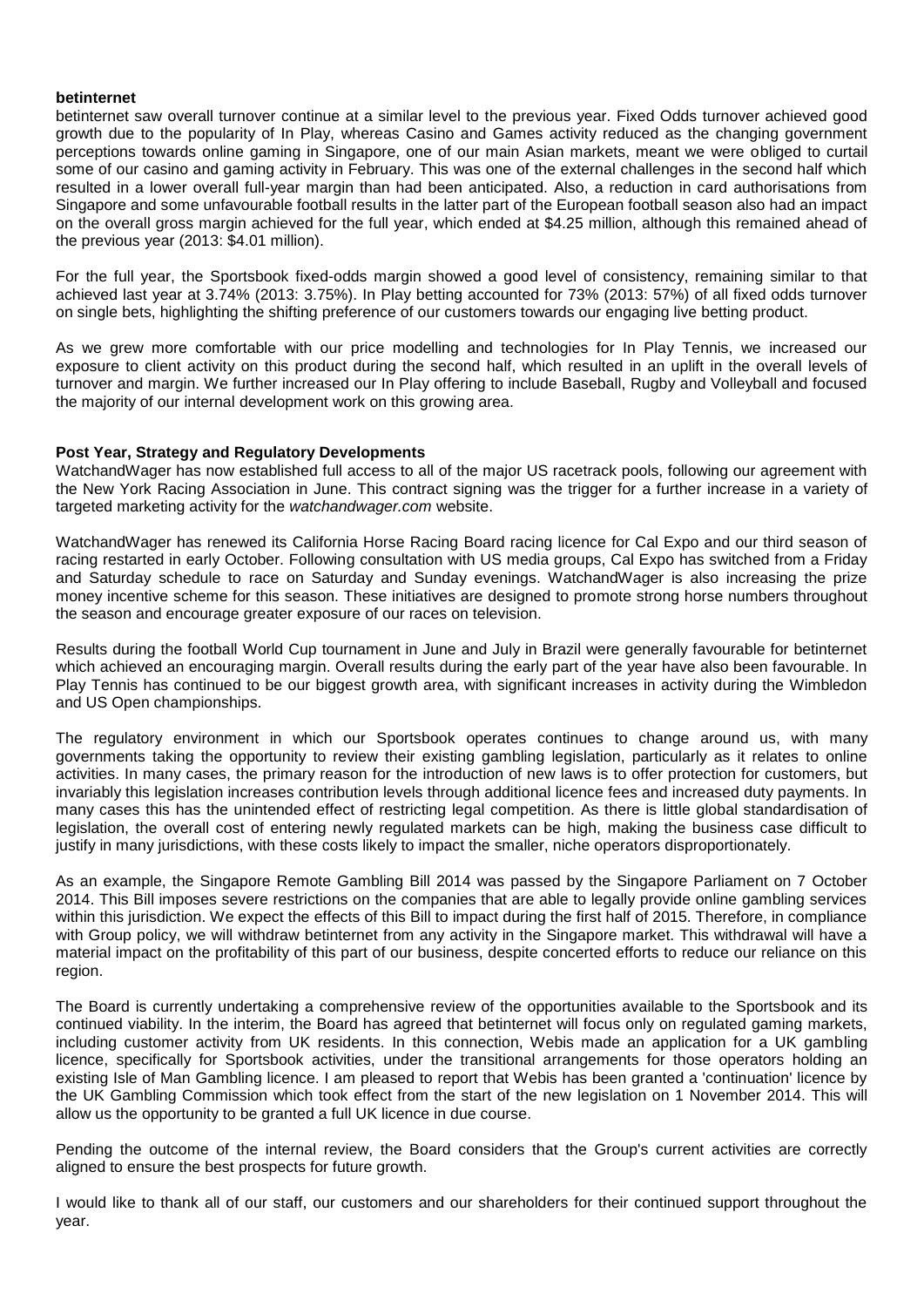**betinternet**

betinternet saw overall turnover continue at a similar level to the previous year. Fixed Odds turnover achieved good growth due to the popularity of In Play, whereas Casino and Games activity reduced as the changing government perceptions towards online gaming in Singapore, one of our main Asian markets, meant we were obliged to curtail some of our casino and gaming activity in February. This was one of the external challenges in the second half which resulted in a lower overall full-year margin than had been anticipated. Also, a reduction in card authorisations from Singapore and some unfavourable football results in the latter part of the European football season also had an impact on the overall gross margin achieved for the full year, which ended at $4.25 million, although this remained ahead of the previous year (2013: $4.01 million).

For the full year, the Sportsbook fixed-odds margin showed a good level of consistency, remaining similar to that achieved last year at 3.74% (2013: 3.75%). In Play betting accounted for 73% (2013: 57%) of all fixed odds turnover on single bets, highlighting the shifting preference of our customers towards our engaging live betting product.

As we grew more comfortable with our price modelling and technologies for In Play Tennis, we increased our exposure to client activity on this product during the second half, which resulted in an uplift in the overall levels of turnover and margin. We further increased our In Play offering to include Baseball, Rugby and Volleyball and focused the majority of our internal development work on this growing area.

**Post Year, Strategy and Regulatory Developments**

WatchandWager has now established full access to all of the major US racetrack pools, following our agreement with the New York Racing Association in June. This contract signing was the trigger for a further increase in a variety of targeted marketing activity for the *watchandwager.com* website.

WatchandWager has renewed its California Horse Racing Board racing licence for Cal Expo and our third season of racing restarted in early October. Following consultation with US media groups, Cal Expo has switched from a Friday and Saturday schedule to race on Saturday and Sunday evenings. WatchandWager is also increasing the prize money incentive scheme for this season. These initiatives are designed to promote strong horse numbers throughout the season and encourage greater exposure of our races on television.

Results during the football World Cup tournament in June and July in Brazil were generally favourable for betinternet which achieved an encouraging margin. Overall results during the early part of the year have also been favourable. In Play Tennis has continued to be our biggest growth area, with significant increases in activity during the Wimbledon and US Open championships.

The regulatory environment in which our Sportsbook operates continues to change around us, with many governments taking the opportunity to review their existing gambling legislation, particularly as it relates to online activities. In many cases, the primary reason for the introduction of new laws is to offer protection for customers, but invariably this legislation increases contribution levels through additional licence fees and increased duty payments. In many cases this has the unintended effect of restricting legal competition. As there is little global standardisation of legislation, the overall cost of entering newly regulated markets can be high, making the business case difficult to justify in many jurisdictions, with these costs likely to impact the smaller, niche operators disproportionately.

As an example, the Singapore Remote Gambling Bill 2014 was passed by the Singapore Parliament on 7 October 2014. This Bill imposes severe restrictions on the companies that are able to legally provide online gambling services within this jurisdiction. We expect the effects of this Bill to impact during the first half of 2015. Therefore, in compliance with Group policy, we will withdraw betinternet from any activity in the Singapore market. This withdrawal will have a material impact on the profitability of this part of our business, despite concerted efforts to reduce our reliance on this region.

The Board is currently undertaking a comprehensive review of the opportunities available to the Sportsbook and its continued viability. In the interim, the Board has agreed that betinternet will focus only on regulated gaming markets, including customer activity from UK residents. In this connection, Webis made an application for a UK gambling licence, specifically for Sportsbook activities, under the transitional arrangements for those operators holding an existing Isle of Man Gambling licence. I am pleased to report that Webis has been granted a 'continuation' licence by the UK Gambling Commission which took effect from the start of the new legislation on 1 November 2014. This will allow us the opportunity to be granted a full UK licence in due course.

Pending the outcome of the internal review, the Board considers that the Group's current activities are correctly aligned to ensure the best prospects for future growth.

I would like to thank all of our staff, our customers and our shareholders for their continued support throughout the year.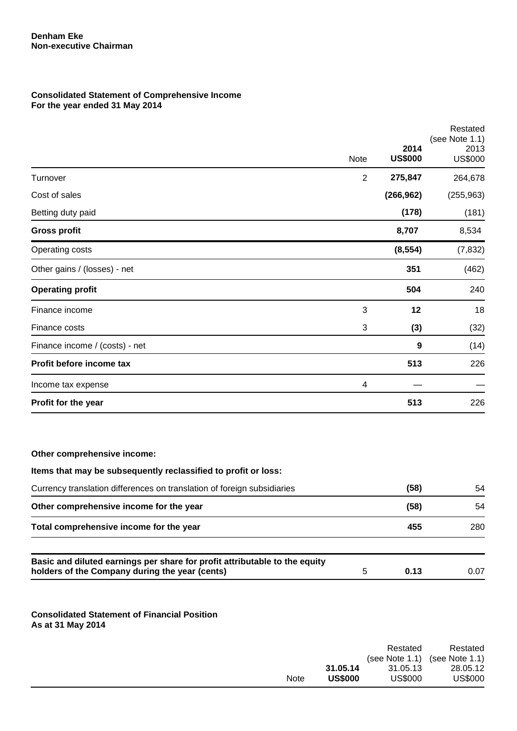**Denham Eke**
**Non-executive Chairman**

**Consolidated Statement of Comprehensive Income**
**For the year ended 31 May 2014**

| | Note | 2014 US$000 | Restated (see Note 1.1) 2013 US$000 |
|---|---|---|---|
| Turnover | 2 | **275,847** | 264,678 |
| Cost of sales | | **(266,962)** | (255,963) |
| Betting duty paid | | **(178)** | (181) |
| **Gross profit** | | **8,707** | 8,534 |
| Operating costs | | **(8,554)** | (7,832) |
| Other gains / (losses) - net | | **351** | (462) |
| **Operating profit** | | **504** | 240 |
| Finance income | 3 | **12** | 18 |
| Finance costs | 3 | **(3)** | (32) |
| Finance income / (costs) - net | | **9** | (14) |
| **Profit before income tax** | | **513** | 226 |
| Income tax expense | 4 | — | — |
| **Profit for the year** | | **513** | 226 |
| **Other comprehensive income:** | | | |
| **Items that may be subsequently reclassified to profit or loss:** | | | |
| Currency translation differences on translation of foreign subsidiaries | | **(58)** | 54 |
| **Other comprehensive income for the year** | | **(58)** | 54 |
| **Total comprehensive income for the year** | | **455** | 280 |
| **Basic and diluted earnings per share for profit attributable to the equity holders of the Company during the year (cents)** | 5 | **0.13** | 0.07 |

**Consolidated Statement of Financial Position**
**As at 31 May 2014**

| | Note | 31.05.14 US$000 | Restated (see Note 1.1) 31.05.13 US$000 | Restated (see Note 1.1) 28.05.12 US$000 |
|---|---|---|---|---|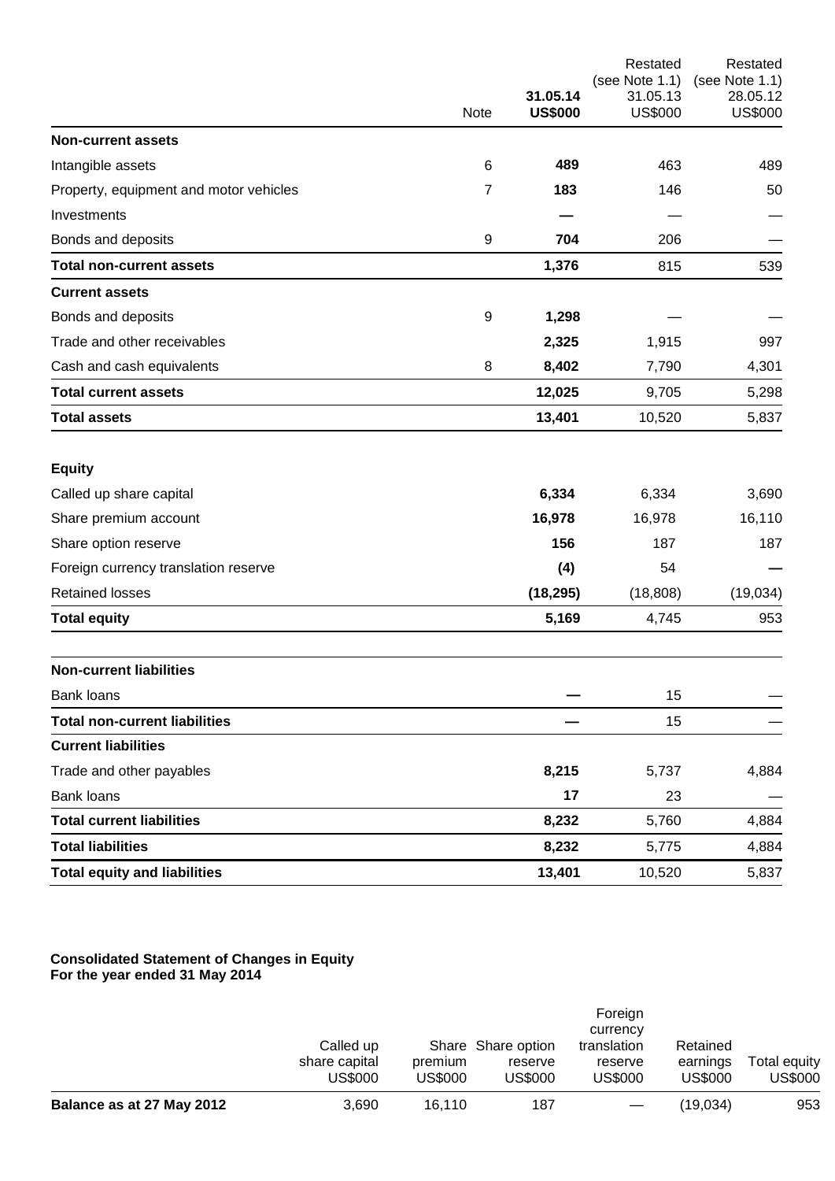| | Note | 31.05.14 US$000 | Restated (see Note 1.1) 31.05.13 US$000 | Restated (see Note 1.1) 28.05.12 US$000 |
|---|---|---|---|---|
| **Non-current assets** | | | | |
| Intangible assets | 6 | **489** | 463 | 489 |
| Property, equipment and motor vehicles | 7 | **183** | 146 | 50 |
| Investments | | **—** | — | — |
| Bonds and deposits | 9 | **704** | 206 | — |
| **Total non-current assets** | | **1,376** | 815 | 539 |
| **Current assets** | | | | |
| Bonds and deposits | 9 | **1,298** | — | — |
| Trade and other receivables | | **2,325** | 1,915 | 997 |
| Cash and cash equivalents | 8 | **8,402** | 7,790 | 4,301 |
| **Total current assets** | | **12,025** | 9,705 | 5,298 |
| **Total assets** | | **13,401** | 10,520 | 5,837 |
| | | | | |
| **Equity** | | | | |
| Called up share capital | | **6,334** | 6,334 | 3,690 |
| Share premium account | | **16,978** | 16,978 | 16,110 |
| Share option reserve | | **156** | 187 | 187 |
| Foreign currency translation reserve | | **(4)** | 54 | **—** |
| Retained losses | | **(18,295)** | (18,808) | (19,034) |
| **Total equity** | | **5,169** | 4,745 | 953 |
| | | | | |
| **Non-current liabilities** | | | | |
| Bank loans | | **—** | 15 | — |
| **Total non-current liabilities** | | **—** | 15 | — |
| **Current liabilities** | | | | |
| Trade and other payables | | **8,215** | 5,737 | 4,884 |
| Bank loans | | **17** | 23 | — |
| **Total current liabilities** | | **8,232** | 5,760 | 4,884 |
| **Total liabilities** | | **8,232** | 5,775 | 4,884 |
| **Total equity and liabilities** | | **13,401** | 10,520 | 5,837 |

**Consolidated Statement of Changes in Equity**
**For the year ended 31 May 2014**

| | Called up share capital US$000 | Share premium US$000 | Share option reserve US$000 | Foreign currency translation reserve US$000 | Retained earnings US$000 | Total equity US$000 |
|---|---|---|---|---|---|---|
| **Balance as at 27 May 2012** | 3,690 | 16,110 | 187 | — | (19,034) | 953 |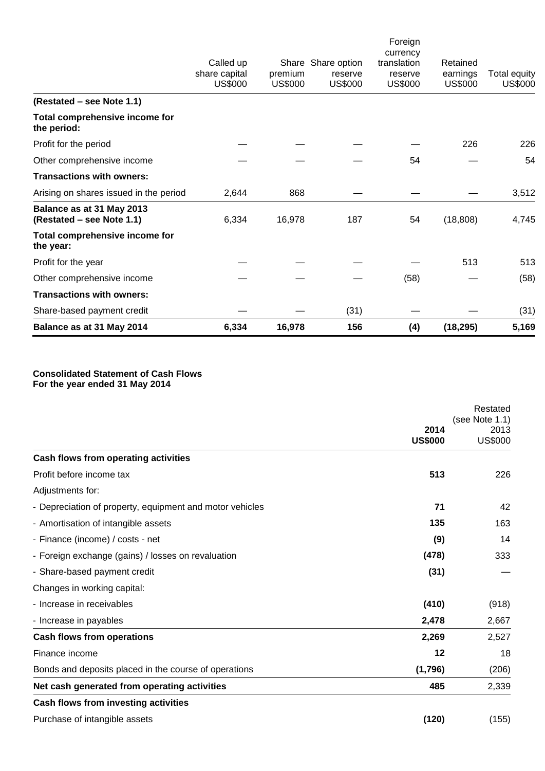| | Called up share capital US$000 | Share premium US$000 | Share option reserve US$000 | Foreign currency translation reserve US$000 | Retained earnings US$000 | Total equity US$000 |
|---|---|---|---|---|---|---|
| **(Restated – see Note 1.1)** | | | | | | |
| **Total comprehensive income for the period:** | | | | | | |
| Profit for the period | — | — | — | — | 226 | 226 |
| Other comprehensive income | — | — | — | 54 | — | 54 |
| **Transactions with owners:** | | | | | | |
| Arising on shares issued in the period | 2,644 | 868 | — | — | — | 3,512 |
| **Balance as at 31 May 2013 (Restated – see Note 1.1)** | 6,334 | 16,978 | 187 | 54 | (18,808) | 4,745 |
| **Total comprehensive income for the year:** | | | | | | |
| Profit for the year | — | — | — | — | 513 | 513 |
| Other comprehensive income | — | — | — | (58) | — | (58) |
| **Transactions with owners:** | | | | | | |
| Share-based payment credit | — | — | (31) | — | — | (31) |
| **Balance as at 31 May 2014** | **6,334** | **16,978** | **156** | **(4)** | **(18,295)** | **5,169** |

**Consolidated Statement of Cash Flows**
**For the year ended 31 May 2014**

| | **2014 US$000** | Restated (see Note 1.1) 2013 US$000 |
|---|---|---|
| **Cash flows from operating activities** | | |
| Profit before income tax | **513** | 226 |
| Adjustments for: | | |
| - Depreciation of property, equipment and motor vehicles | **71** | 42 |
| - Amortisation of intangible assets | **135** | 163 |
| - Finance (income) / costs - net | **(9)** | 14 |
| - Foreign exchange (gains) / losses on revaluation | **(478)** | 333 |
| - Share-based payment credit | **(31)** | — |
| Changes in working capital: | | |
| - Increase in receivables | **(410)** | (918) |
| - Increase in payables | **2,478** | 2,667 |
| **Cash flows from operations** | **2,269** | 2,527 |
| Finance income | **12** | 18 |
| Bonds and deposits placed in the course of operations | **(1,796)** | (206) |
| **Net cash generated from operating activities** | **485** | 2,339 |
| **Cash flows from investing activities** | | |
| Purchase of intangible assets | **(120)** | (155) |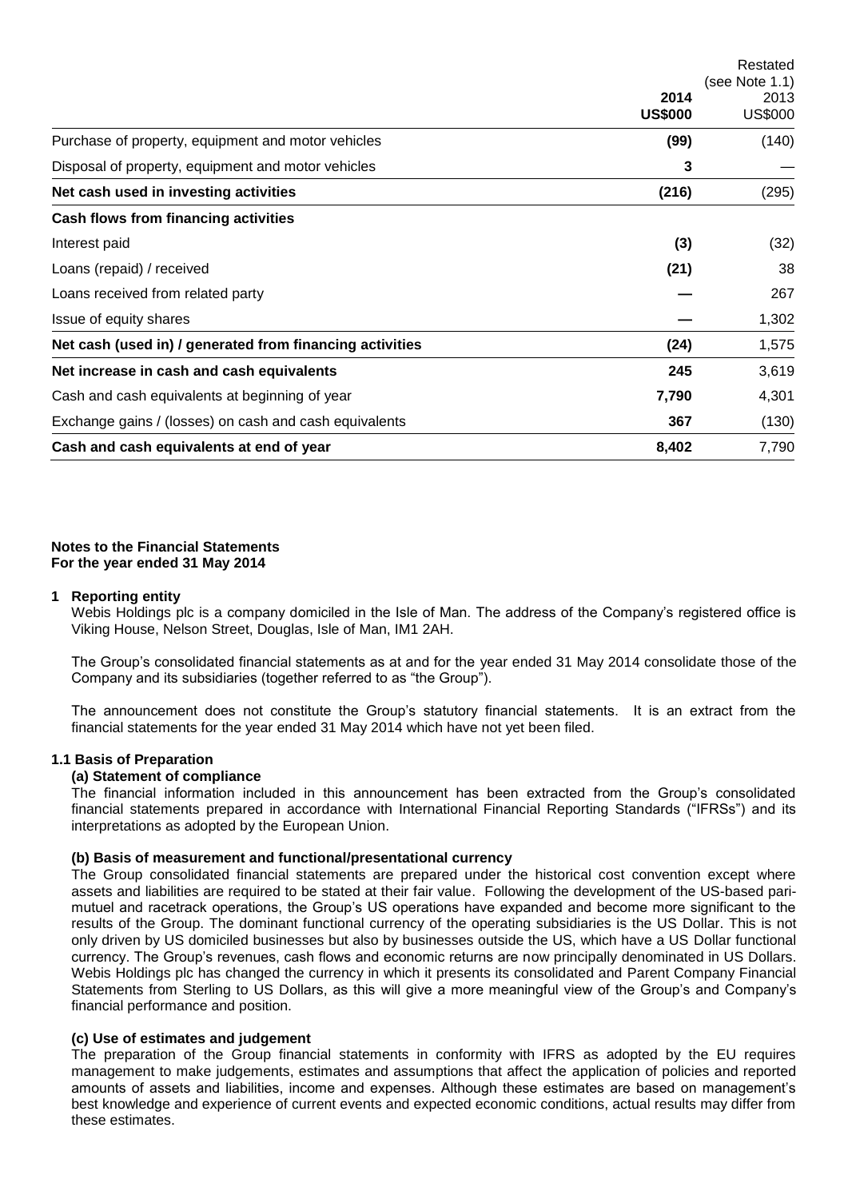| | 2014 US$000 | Restated (see Note 1.1) 2013 US$000 |
|---|---|---|
| Purchase of property, equipment and motor vehicles | **(99)** | (140) |
| Disposal of property, equipment and motor vehicles | **3** | — |
| **Net cash used in investing activities** | **(216)** | (295) |
| **Cash flows from financing activities** | | |
| Interest paid | **(3)** | (32) |
| Loans (repaid) / received | **(21)** | 38 |
| Loans received from related party | **—** | 267 |
| Issue of equity shares | **—** | 1,302 |
| **Net cash (used in) / generated from financing activities** | **(24)** | 1,575 |
| **Net increase in cash and cash equivalents** | **245** | 3,619 |
| Cash and cash equivalents at beginning of year | **7,790** | 4,301 |
| Exchange gains / (losses) on cash and cash equivalents | **367** | (130) |
| **Cash and cash equivalents at end of year** | **8,402** | 7,790 |

**Notes to the Financial Statements**
**For the year ended 31 May 2014**

## 1 Reporting entity

Webis Holdings plc is a company domiciled in the Isle of Man. The address of the Company's registered office is Viking House, Nelson Street, Douglas, Isle of Man, IM1 2AH.

The Group's consolidated financial statements as at and for the year ended 31 May 2014 consolidate those of the Company and its subsidiaries (together referred to as "the Group").

The announcement does not constitute the Group's statutory financial statements. It is an extract from the financial statements for the year ended 31 May 2014 which have not yet been filed.

### 1.1 Basis of Preparation

**(a) Statement of compliance**

The financial information included in this announcement has been extracted from the Group's consolidated financial statements prepared in accordance with International Financial Reporting Standards ("IFRSs") and its interpretations as adopted by the European Union.

**(b) Basis of measurement and functional/presentational currency**

The Group consolidated financial statements are prepared under the historical cost convention except where assets and liabilities are required to be stated at their fair value. Following the development of the US-based pari-mutuel and racetrack operations, the Group's US operations have expanded and become more significant to the results of the Group. The dominant functional currency of the operating subsidiaries is the US Dollar. This is not only driven by US domiciled businesses but also by businesses outside the US, which have a US Dollar functional currency. The Group's revenues, cash flows and economic returns are now principally denominated in US Dollars. Webis Holdings plc has changed the currency in which it presents its consolidated and Parent Company Financial Statements from Sterling to US Dollars, as this will give a more meaningful view of the Group's and Company's financial performance and position.

**(c) Use of estimates and judgement**

The preparation of the Group financial statements in conformity with IFRS as adopted by the EU requires management to make judgements, estimates and assumptions that affect the application of policies and reported amounts of assets and liabilities, income and expenses. Although these estimates are based on management's best knowledge and experience of current events and expected economic conditions, actual results may differ from these estimates.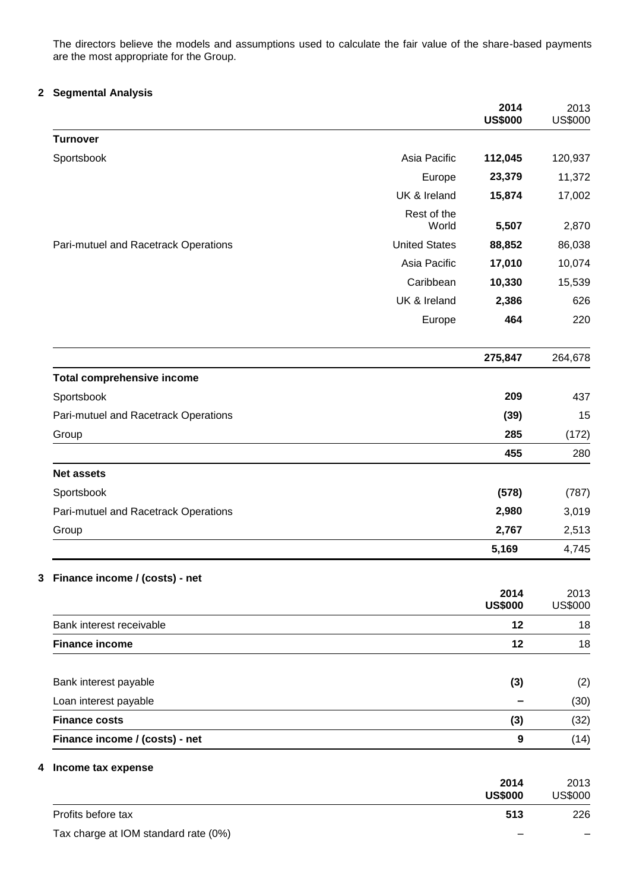The directors believe the models and assumptions used to calculate the fair value of the share-based payments are the most appropriate for the Group.

## 2 Segmental Analysis

| | | 2014 US$000 | 2013 US$000 |
|---|---|---|---|
| **Turnover** | | | |
| Sportsbook | Asia Pacific | **112,045** | 120,937 |
| | Europe | **23,379** | 11,372 |
| | UK & Ireland | **15,874** | 17,002 |
| | Rest of the World | **5,507** | 2,870 |
| Pari-mutuel and Racetrack Operations | United States | **88,852** | 86,038 |
| | Asia Pacific | **17,010** | 10,074 |
| | Caribbean | **10,330** | 15,539 |
| | UK & Ireland | **2,386** | 626 |
| | Europe | **464** | 220 |
| | | **275,847** | 264,678 |
| **Total comprehensive income** | | | |
| Sportsbook | | **209** | 437 |
| Pari-mutuel and Racetrack Operations | | **(39)** | 15 |
| Group | | **285** | (172) |
| | | **455** | 280 |
| **Net assets** | | | |
| Sportsbook | | **(578)** | (787) |
| Pari-mutuel and Racetrack Operations | | **2,980** | 3,019 |
| Group | | **2,767** | 2,513 |
| | | **5,169** | 4,745 |

## 3 Finance income / (costs) - net

| | 2014 US$000 | 2013 US$000 |
|---|---|---|
| Bank interest receivable | **12** | 18 |
| **Finance income** | **12** | 18 |
| Bank interest payable | **(3)** | (2) |
| Loan interest payable | **–** | (30) |
| **Finance costs** | **(3)** | (32) |
| **Finance income / (costs) - net** | **9** | (14) |

## 4 Income tax expense

| | 2014 US$000 | 2013 US$000 |
|---|---|---|
| Profits before tax | **513** | 226 |
| Tax charge at IOM standard rate (0%) | – | – |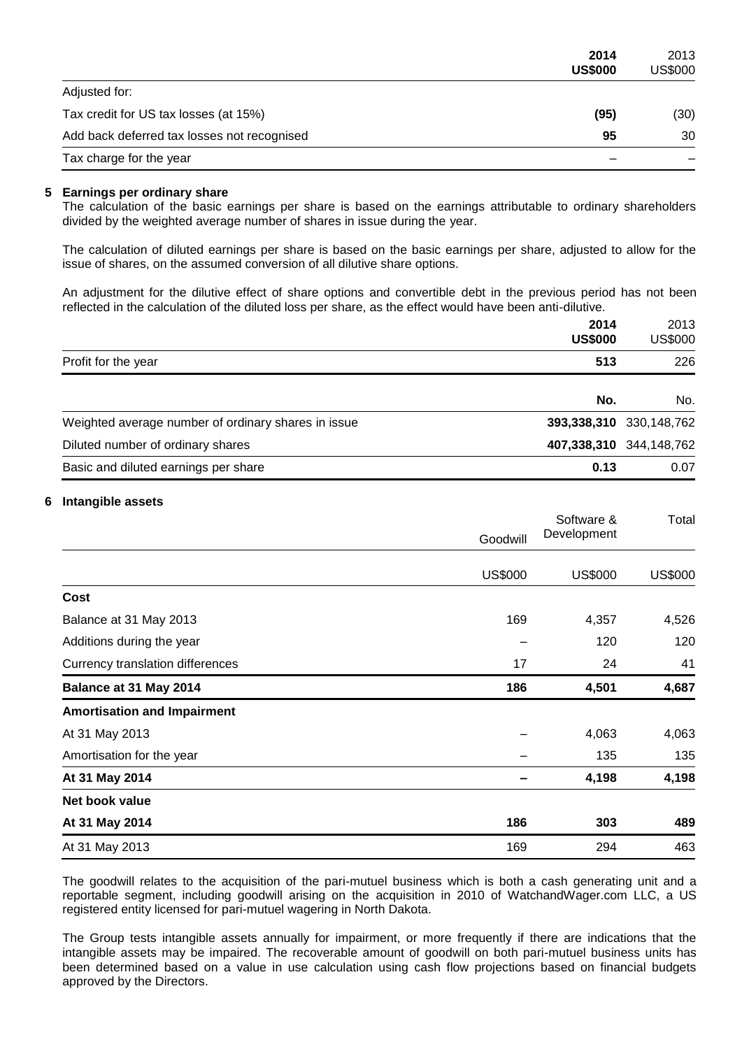| | 2014 US$000 | 2013 US$000 |
|---|---|---|
| Adjusted for: | | |
| Tax credit for US tax losses (at 15%) | **(95)** | (30) |
| Add back deferred tax losses not recognised | **95** | 30 |
| Tax charge for the year | **–** | – |

## 5 Earnings per ordinary share

The calculation of the basic earnings per share is based on the earnings attributable to ordinary shareholders divided by the weighted average number of shares in issue during the year.

The calculation of diluted earnings per share is based on the basic earnings per share, adjusted to allow for the issue of shares, on the assumed conversion of all dilutive share options.

An adjustment for the dilutive effect of share options and convertible debt in the previous period has not been reflected in the calculation of the diluted loss per share, as the effect would have been anti-dilutive.

| | 2014 US$000 | 2013 US$000 |
|---|---|---|
| Profit for the year | **513** | 226 |
| | **No.** | No. |
| Weighted average number of ordinary shares in issue | **393,338,310** | 330,148,762 |
| Diluted number of ordinary shares | **407,338,310** | 344,148,762 |
| Basic and diluted earnings per share | **0.13** | 0.07 |

## 6 Intangible assets

| | Goodwill | Software & Development | Total |
|---|---|---|---|
| | US$000 | US$000 | US$000 |
| **Cost** | | | |
| Balance at 31 May 2013 | 169 | 4,357 | 4,526 |
| Additions during the year | – | 120 | 120 |
| Currency translation differences | 17 | 24 | 41 |
| **Balance at 31 May 2014** | **186** | **4,501** | **4,687** |
| **Amortisation and Impairment** | | | |
| At 31 May 2013 | – | 4,063 | 4,063 |
| Amortisation for the year | – | 135 | 135 |
| **At 31 May 2014** | **–** | **4,198** | **4,198** |
| **Net book value** | | | |
| **At 31 May 2014** | **186** | **303** | **489** |
| At 31 May 2013 | 169 | 294 | 463 |

The goodwill relates to the acquisition of the pari-mutuel business which is both a cash generating unit and a reportable segment, including goodwill arising on the acquisition in 2010 of WatchandWager.com LLC, a US registered entity licensed for pari-mutuel wagering in North Dakota.

The Group tests intangible assets annually for impairment, or more frequently if there are indications that the intangible assets may be impaired. The recoverable amount of goodwill on both pari-mutuel business units has been determined based on a value in use calculation using cash flow projections based on financial budgets approved by the Directors.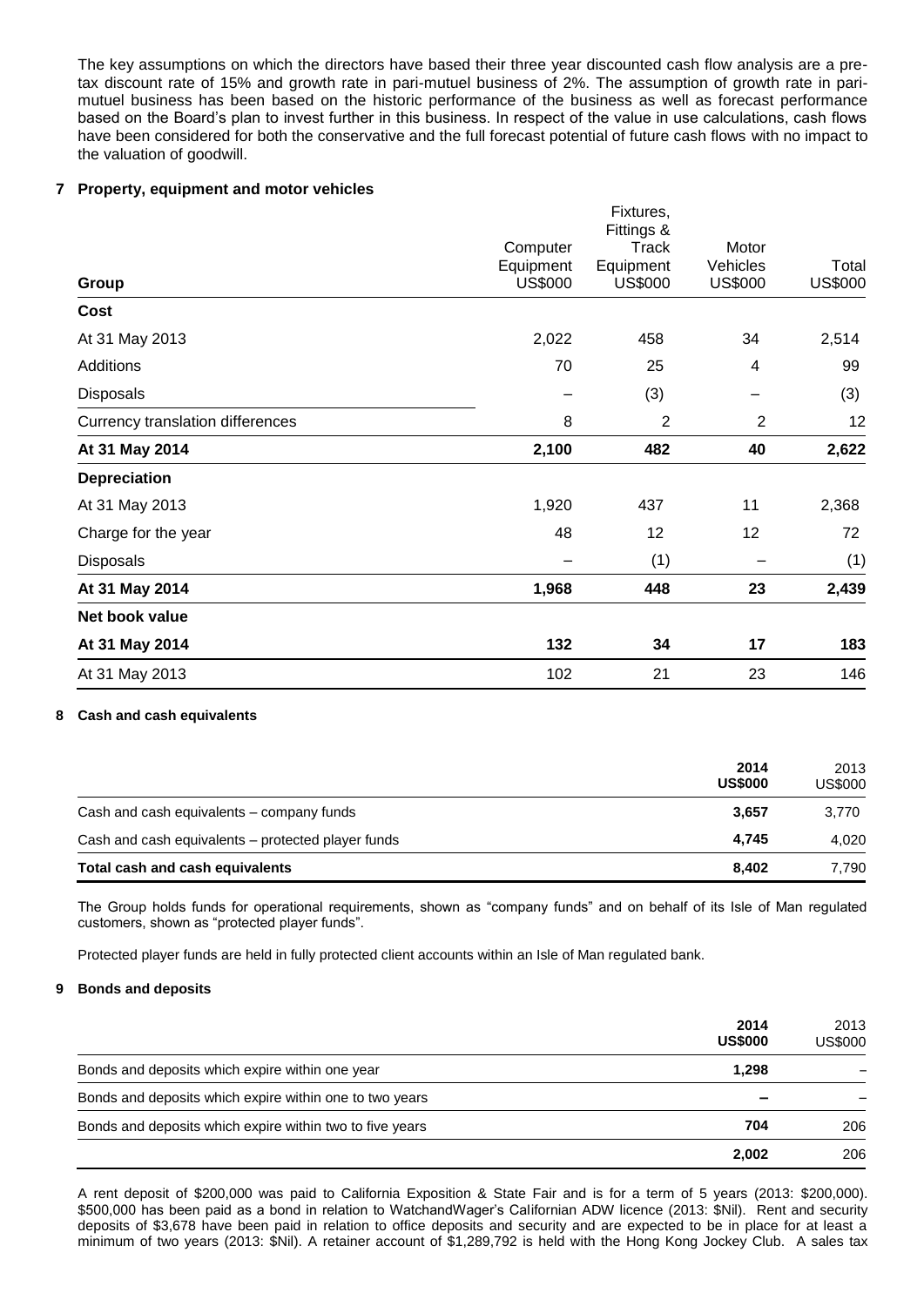The key assumptions on which the directors have based their three year discounted cash flow analysis are a pre-tax discount rate of 15% and growth rate in pari-mutuel business of 2%. The assumption of growth rate in pari-mutuel business has been based on the historic performance of the business as well as forecast performance based on the Board's plan to invest further in this business. In respect of the value in use calculations, cash flows have been considered for both the conservative and the full forecast potential of future cash flows with no impact to the valuation of goodwill.

## 7 Property, equipment and motor vehicles

| Group | Computer Equipment US$000 | Fixtures, Fittings & Track Equipment US$000 | Motor Vehicles US$000 | Total US$000 |
|---|---|---|---|---|
| **Cost** | | | | |
| At 31 May 2013 | 2,022 | 458 | 34 | 2,514 |
| Additions | 70 | 25 | 4 | 99 |
| Disposals | – | (3) | – | (3) |
| Currency translation differences | 8 | 2 | 2 | 12 |
| **At 31 May 2014** | **2,100** | **482** | **40** | **2,622** |
| **Depreciation** | | | | |
| At 31 May 2013 | 1,920 | 437 | 11 | 2,368 |
| Charge for the year | 48 | 12 | 12 | 72 |
| Disposals | – | (1) | – | (1) |
| **At 31 May 2014** | **1,968** | **448** | **23** | **2,439** |
| **Net book value** | | | | |
| **At 31 May 2014** | **132** | **34** | **17** | **183** |
| At 31 May 2013 | 102 | 21 | 23 | 146 |

## 8 Cash and cash equivalents

| | 2014 US$000 | 2013 US$000 |
|---|---|---|
| Cash and cash equivalents – company funds | **3,657** | 3,770 |
| Cash and cash equivalents – protected player funds | **4,745** | 4,020 |
| **Total cash and cash equivalents** | **8,402** | 7,790 |

The Group holds funds for operational requirements, shown as "company funds" and on behalf of its Isle of Man regulated customers, shown as "protected player funds".

Protected player funds are held in fully protected client accounts within an Isle of Man regulated bank.

## 9 Bonds and deposits

| | 2014 US$000 | 2013 US$000 |
|---|---|---|
| Bonds and deposits which expire within one year | **1,298** | – |
| Bonds and deposits which expire within one to two years | **–** | – |
| Bonds and deposits which expire within two to five years | **704** | 206 |
| | **2,002** | 206 |

A rent deposit of $200,000 was paid to California Exposition & State Fair and is for a term of 5 years (2013: $200,000). $500,000 has been paid as a bond in relation to WatchandWager's Californian ADW licence (2013: $Nil). Rent and security deposits of $3,678 have been paid in relation to office deposits and security and are expected to be in place for at least a minimum of two years (2013: $Nil). A retainer account of $1,289,792 is held with the Hong Kong Jockey Club. A sales tax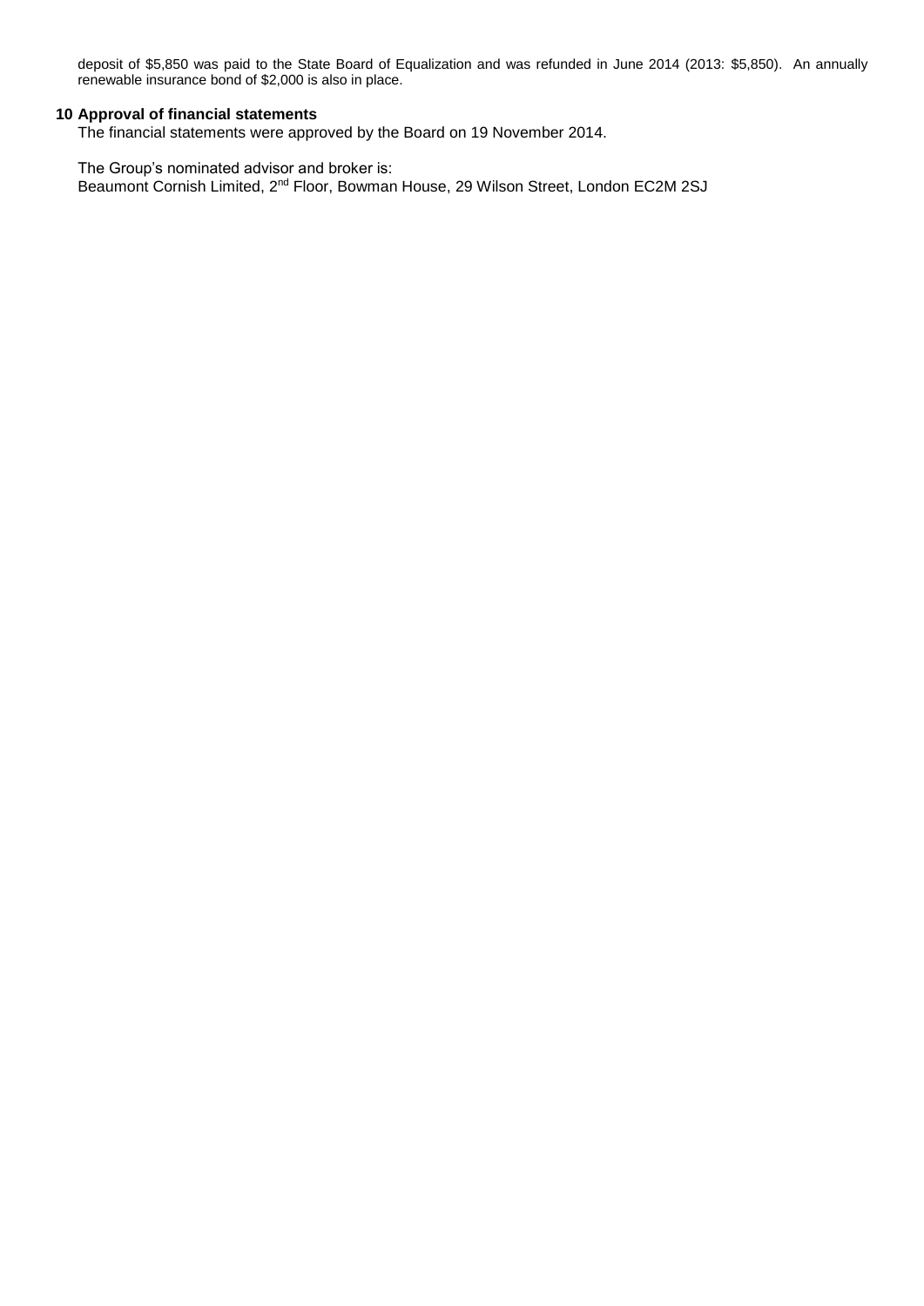deposit of $5,850 was paid to the State Board of Equalization and was refunded in June 2014 (2013: $5,850). An annually renewable insurance bond of $2,000 is also in place.

## 10 Approval of financial statements

The financial statements were approved by the Board on 19 November 2014.

The Group's nominated advisor and broker is:
Beaumont Cornish Limited, 2nd Floor, Bowman House, 29 Wilson Street, London EC2M 2SJ